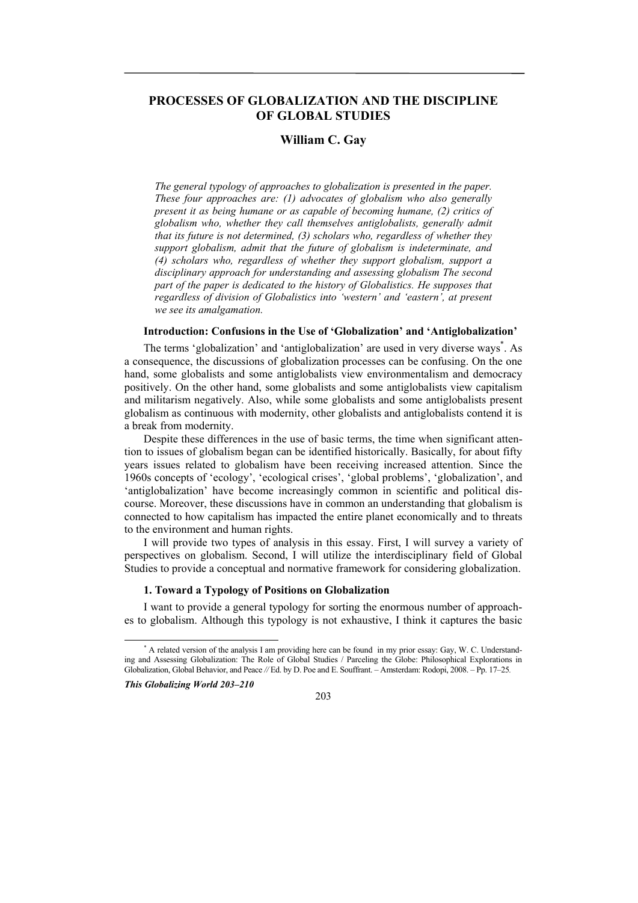# PROCESSES OF GLOBALIZATION AND THE DISCIPLINE OF GLOBAL STUDIES

## William C. Gay

*The general typology of approaches to globalization is presented in the paper. These four approaches are: (1) advocates of globalism who also generally present it as being humane or as capable of becoming humane, (2) critics of globalism who, whether they call themselves antiglobalists, generally admit that its future is not determined, (3) scholars who, regardless of whether they support globalism, admit that the future of globalism is indeterminate, and (4) scholars who, regardless of whether they support globalism, support a disciplinary approach for understanding and assessing globalism The second part of the paper is dedicated to the history of Globalistics. He supposes that regardless of division of Globalistics into 'western' and 'eastern', at present we see its amalgamation.*

### Introduction: Confusions in the Use of 'Globalization' and 'Antiglobalization'

The terms 'globalization' and 'antiglobalization' are used in very diverse ways[*]. As a consequence, the discussions of globalization processes can be confusing. On the one hand, some globalists and some antiglobalists view environmentalism and democracy positively. On the other hand, some globalists and some antiglobalists view capitalism and militarism negatively. Also, while some globalists and some antiglobalists present globalism as continuous with modernity, other globalists and antiglobalists contend it is a break from modernity.

Despite these differences in the use of basic terms, the time when significant attention to issues of globalism began can be identified historically. Basically, for about fifty years issues related to globalism have been receiving increased attention. Since the 1960s concepts of 'ecology', 'ecological crises', 'global problems', 'globalization', and 'antiglobalization' have become increasingly common in scientific and political discourse. Moreover, these discussions have in common an understanding that globalism is connected to how capitalism has impacted the entire planet economically and to threats to the environment and human rights.

I will provide two types of analysis in this essay. First, I will survey a variety of perspectives on globalism. Second, I will utilize the interdisciplinary field of Global Studies to provide a conceptual and normative framework for considering globalization.

### 1. Toward a Typology of Positions on Globalization

I want to provide a general typology for sorting the enormous number of approaches to globalism. Although this typology is not exhaustive, I think it captures the basic

---

[*] A related version of the analysis I am providing here can be found in my prior essay: Gay, W. C. Understanding and Assessing Globalization: The Role of Global Studies / Parceling the Globe: Philosophical Explorations in Globalization, Global Behavior, and Peace // Ed. by D. Poe and E. Souffrant. – Amsterdam: Rodopi, 2008. – Pp. 17–25.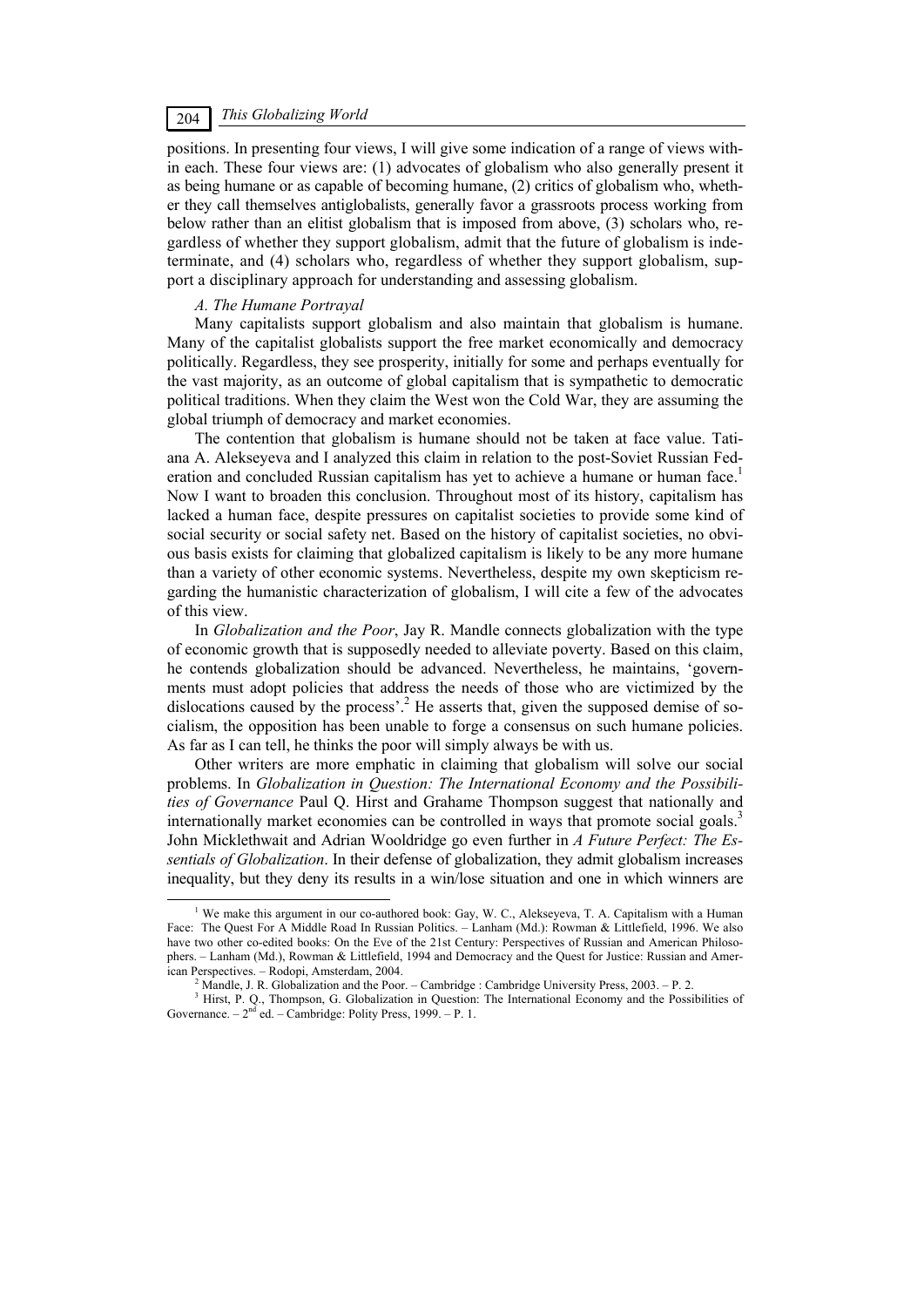positions. In presenting four views, I will give some indication of a range of views within each. These four views are: (1) advocates of globalism who also generally present it as being humane or as capable of becoming humane, (2) critics of globalism who, whether they call themselves antiglobalists, generally favor a grassroots process working from below rather than an elitist globalism that is imposed from above, (3) scholars who, regardless of whether they support globalism, admit that the future of globalism is indeterminate, and (4) scholars who, regardless of whether they support globalism, support a disciplinary approach for understanding and assessing globalism.

*A. The Humane Portrayal*

Many capitalists support globalism and also maintain that globalism is humane. Many of the capitalist globalists support the free market economically and democracy politically. Regardless, they see prosperity, initially for some and perhaps eventually for the vast majority, as an outcome of global capitalism that is sympathetic to democratic political traditions. When they claim the West won the Cold War, they are assuming the global triumph of democracy and market economies.

The contention that globalism is humane should not be taken at face value. Tatiana A. Alekseyeva and I analyzed this claim in relation to the post-Soviet Russian Federation and concluded Russian capitalism has yet to achieve a humane or human face.[1] Now I want to broaden this conclusion. Throughout most of its history, capitalism has lacked a human face, despite pressures on capitalist societies to provide some kind of social security or social safety net. Based on the history of capitalist societies, no obvious basis exists for claiming that globalized capitalism is likely to be any more humane than a variety of other economic systems. Nevertheless, despite my own skepticism regarding the humanistic characterization of globalism, I will cite a few of the advocates of this view.

In *Globalization and the Poor*, Jay R. Mandle connects globalization with the type of economic growth that is supposedly needed to alleviate poverty. Based on this claim, he contends globalization should be advanced. Nevertheless, he maintains, 'governments must adopt policies that address the needs of those who are victimized by the dislocations caused by the process'.[2] He asserts that, given the supposed demise of socialism, the opposition has been unable to forge a consensus on such humane policies. As far as I can tell, he thinks the poor will simply always be with us.

Other writers are more emphatic in claiming that globalism will solve our social problems. In *Globalization in Question: The International Economy and the Possibilities of Governance* Paul Q. Hirst and Grahame Thompson suggest that nationally and internationally market economies can be controlled in ways that promote social goals.[3] John Micklethwait and Adrian Wooldridge go even further in *A Future Perfect: The Essentials of Globalization*. In their defense of globalization, they admit globalism increases inequality, but they deny its results in a win/lose situation and one in which winners are

---

[1] We make this argument in our co-authored book: Gay, W. C., Alekseyeva, T. A. Capitalism with a Human Face: The Quest For A Middle Road In Russian Politics. – Lanham (Md.): Rowman & Littlefield, 1996. We also have two other co-edited books: On the Eve of the 21st Century: Perspectives of Russian and American Philosophers. – Lanham (Md.), Rowman & Littlefield, 1994 and Democracy and the Quest for Justice: Russian and American Perspectives. – Rodopi, Amsterdam, 2004.

[2] Mandle, J. R. Globalization and the Poor. – Cambridge : Cambridge University Press, 2003. – P. 2.

[3] Hirst, P. Q., Thompson, G. Globalization in Question: The International Economy and the Possibilities of Governance. – 2nd ed. – Cambridge: Polity Press, 1999. – P. 1.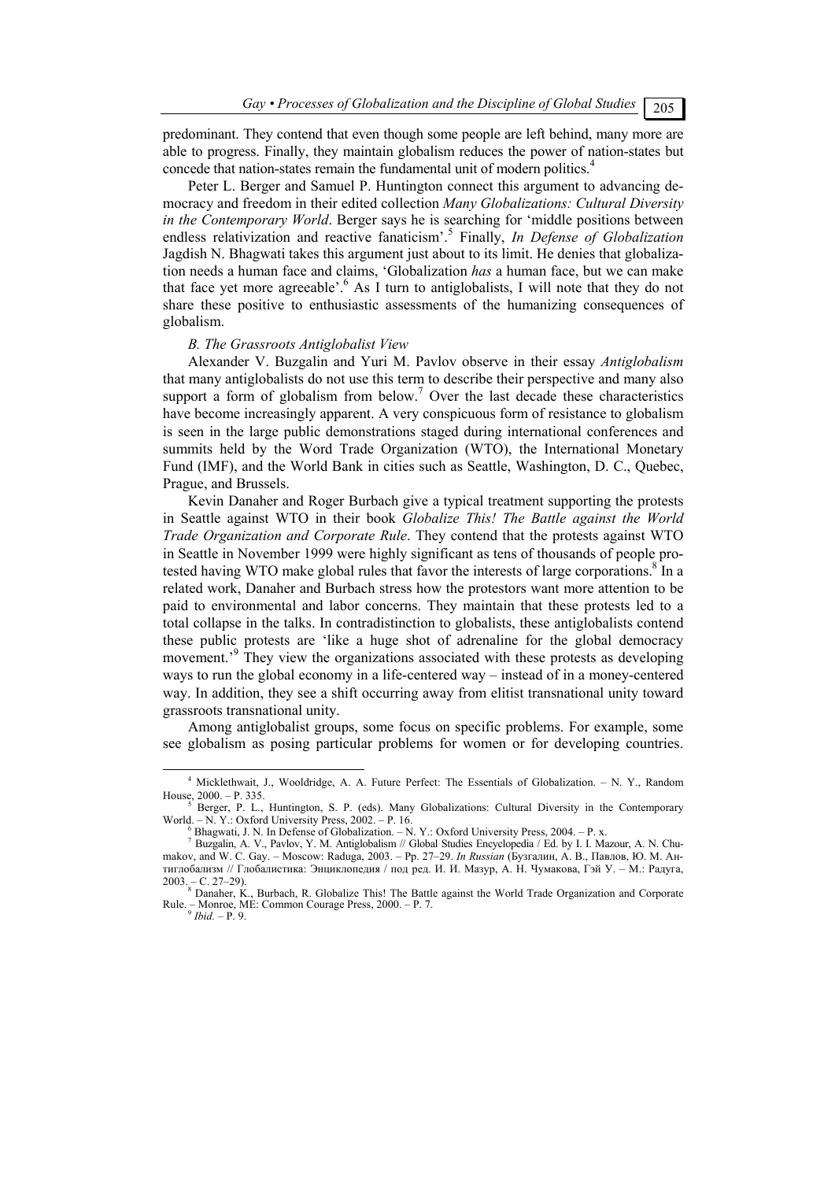predominant. They contend that even though some people are left behind, many more are able to progress. Finally, they maintain globalism reduces the power of nation-states but concede that nation-states remain the fundamental unit of modern politics.[4]

Peter L. Berger and Samuel P. Huntington connect this argument to advancing democracy and freedom in their edited collection *Many Globalizations: Cultural Diversity in the Contemporary World*. Berger says he is searching for 'middle positions between endless relativization and reactive fanaticism'.[5] Finally, *In Defense of Globalization* Jagdish N. Bhagwati takes this argument just about to its limit. He denies that globalization needs a human face and claims, 'Globalization *has* a human face, but we can make that face yet more agreeable'.[6] As I turn to antiglobalists, I will note that they do not share these positive to enthusiastic assessments of the humanizing consequences of globalism.

*B. The Grassroots Antiglobalist View*

Alexander V. Buzgalin and Yuri M. Pavlov observe in their essay *Antiglobalism* that many antiglobalists do not use this term to describe their perspective and many also support a form of globalism from below.[7] Over the last decade these characteristics have become increasingly apparent. A very conspicuous form of resistance to globalism is seen in the large public demonstrations staged during international conferences and summits held by the Word Trade Organization (WTO), the International Monetary Fund (IMF), and the World Bank in cities such as Seattle, Washington, D. C., Quebec, Prague, and Brussels.

Kevin Danaher and Roger Burbach give a typical treatment supporting the protests in Seattle against WTO in their book *Globalize This! The Battle against the World Trade Organization and Corporate Rule*. They contend that the protests against WTO in Seattle in November 1999 were highly significant as tens of thousands of people protested having WTO make global rules that favor the interests of large corporations.[8] In a related work, Danaher and Burbach stress how the protestors want more attention to be paid to environmental and labor concerns. They maintain that these protests led to a total collapse in the talks. In contradistinction to globalists, these antiglobalists contend these public protests are 'like a huge shot of adrenaline for the global democracy movement.'[9] They view the organizations associated with these protests as developing ways to run the global economy in a life-centered way – instead of in a money-centered way. In addition, they see a shift occurring away from elitist transnational unity toward grassroots transnational unity.

Among antiglobalist groups, some focus on specific problems. For example, some see globalism as posing particular problems for women or for developing countries.

---

[4] Micklethwait, J., Wooldridge, A. A. Future Perfect: The Essentials of Globalization. – N. Y., Random House, 2000. – P. 335.

[5] Berger, P. L., Huntington, S. P. (eds). Many Globalizations: Cultural Diversity in the Contemporary World. – N. Y.: Oxford University Press, 2002. – P. 16.

[6] Bhagwati, J. N. In Defense of Globalization. – N. Y.: Oxford University Press, 2004. – P. x.

[7] Buzgalin, A. V., Pavlov, Y. M. Antiglobalism // Global Studies Encyclopedia / Ed. by I. I. Mazour, A. N. Chumakov, and W. C. Gay. – Moscow: Raduga, 2003. – Pp. 27–29. *In Russian* (Бузгалин, А. В., Павлов, Ю. М. Антиглобализм // Глобалистика: Энциклопедия / под ред. И. И. Мазур, А. Н. Чумакова, Гэй У. – М.: Радуга, 2003. – С. 27–29).

[8] Danaher, K., Burbach, R. Globalize This! The Battle against the World Trade Organization and Corporate Rule. – Monroe, ME: Common Courage Press, 2000. – P. 7.

[9] *Ibid.* – P. 9.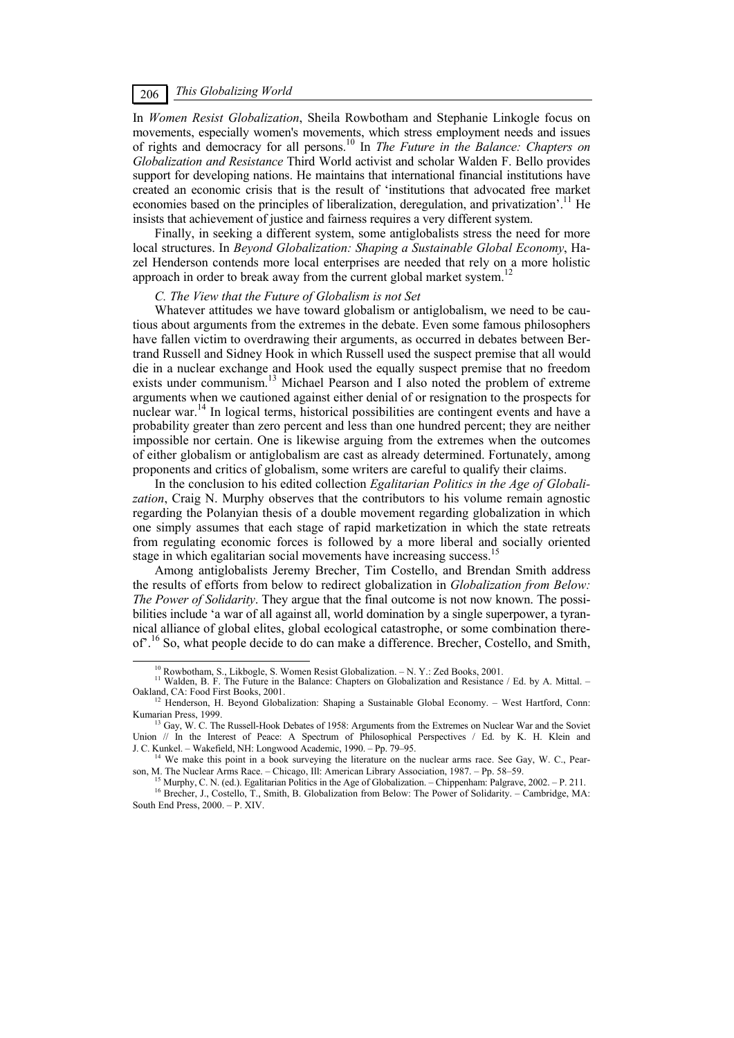In *Women Resist Globalization*, Sheila Rowbotham and Stephanie Linkogle focus on movements, especially women's movements, which stress employment needs and issues of rights and democracy for all persons.[10] In *The Future in the Balance: Chapters on Globalization and Resistance* Third World activist and scholar Walden F. Bello provides support for developing nations. He maintains that international financial institutions have created an economic crisis that is the result of 'institutions that advocated free market economies based on the principles of liberalization, deregulation, and privatization'.[11] He insists that achievement of justice and fairness requires a very different system.

Finally, in seeking a different system, some antiglobalists stress the need for more local structures. In *Beyond Globalization: Shaping a Sustainable Global Economy*, Hazel Henderson contends more local enterprises are needed that rely on a more holistic approach in order to break away from the current global market system.[12]

*C. The View that the Future of Globalism is not Set*

Whatever attitudes we have toward globalism or antiglobalism, we need to be cautious about arguments from the extremes in the debate. Even some famous philosophers have fallen victim to overdrawing their arguments, as occurred in debates between Bertrand Russell and Sidney Hook in which Russell used the suspect premise that all would die in a nuclear exchange and Hook used the equally suspect premise that no freedom exists under communism.[13] Michael Pearson and I also noted the problem of extreme arguments when we cautioned against either denial of or resignation to the prospects for nuclear war.[14] In logical terms, historical possibilities are contingent events and have a probability greater than zero percent and less than one hundred percent; they are neither impossible nor certain. One is likewise arguing from the extremes when the outcomes of either globalism or antiglobalism are cast as already determined. Fortunately, among proponents and critics of globalism, some writers are careful to qualify their claims.

In the conclusion to his edited collection *Egalitarian Politics in the Age of Globalization*, Craig N. Murphy observes that the contributors to his volume remain agnostic regarding the Polanyian thesis of a double movement regarding globalization in which one simply assumes that each stage of rapid marketization in which the state retreats from regulating economic forces is followed by a more liberal and socially oriented stage in which egalitarian social movements have increasing success.[15]

Among antiglobalists Jeremy Brecher, Tim Costello, and Brendan Smith address the results of efforts from below to redirect globalization in *Globalization from Below: The Power of Solidarity*. They argue that the final outcome is not now known. The possibilities include 'a war of all against all, world domination by a single superpower, a tyrannical alliance of global elites, global ecological catastrophe, or some combination thereof'.[16] So, what people decide to do can make a difference. Brecher, Costello, and Smith,

---

[10] Rowbotham, S., Likbogle, S. Women Resist Globalization. – N. Y.: Zed Books, 2001.

[11] Walden, B. F. The Future in the Balance: Chapters on Globalization and Resistance / Ed. by A. Mittal. – Oakland, CA: Food First Books, 2001.

[12] Henderson, H. Beyond Globalization: Shaping a Sustainable Global Economy. – West Hartford, Conn: Kumarian Press, 1999.

[13] Gay, W. C. The Russell-Hook Debates of 1958: Arguments from the Extremes on Nuclear War and the Soviet Union // In the Interest of Peace: A Spectrum of Philosophical Perspectives / Ed. by K. H. Klein and J. C. Kunkel. – Wakefield, NH: Longwood Academic, 1990. – Pp. 79–95.

[14] We make this point in a book surveying the literature on the nuclear arms race. See Gay, W. C., Pearson, M. The Nuclear Arms Race. – Chicago, Ill: American Library Association, 1987. – Pp. 58–59.

[15] Murphy, C. N. (ed.). Egalitarian Politics in the Age of Globalization. – Chippenham: Palgrave, 2002. – P. 211.

[16] Brecher, J., Costello, T., Smith, B. Globalization from Below: The Power of Solidarity. – Cambridge, MA: South End Press, 2000. – P. XIV.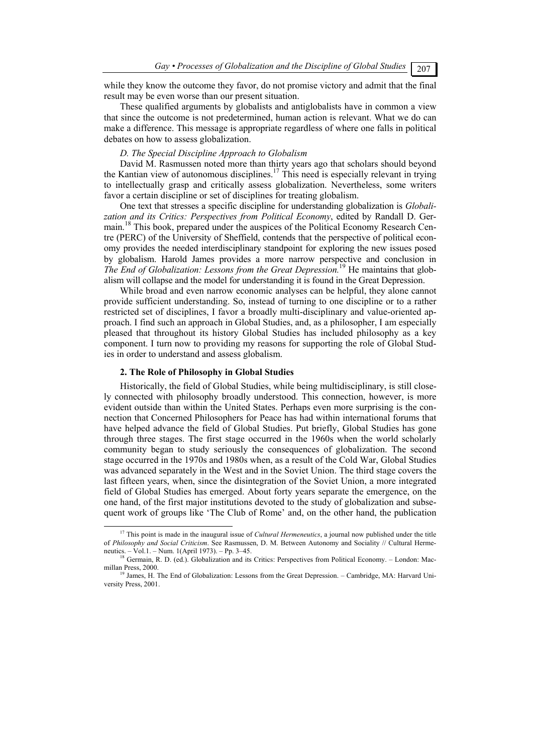while they know the outcome they favor, do not promise victory and admit that the final result may be even worse than our present situation.

These qualified arguments by globalists and antiglobalists have in common a view that since the outcome is not predetermined, human action is relevant. What we do can make a difference. This message is appropriate regardless of where one falls in political debates on how to assess globalization.

*D. The Special Discipline Approach to Globalism*

David M. Rasmussen noted more than thirty years ago that scholars should beyond the Kantian view of autonomous disciplines.[17] This need is especially relevant in trying to intellectually grasp and critically assess globalization. Nevertheless, some writers favor a certain discipline or set of disciplines for treating globalism.

One text that stresses a specific discipline for understanding globalization is *Globalization and its Critics: Perspectives from Political Economy*, edited by Randall D. Germain.[18] This book, prepared under the auspices of the Political Economy Research Centre (PERC) of the University of Sheffield, contends that the perspective of political economy provides the needed interdisciplinary standpoint for exploring the new issues posed by globalism. Harold James provides a more narrow perspective and conclusion in *The End of Globalization: Lessons from the Great Depression.*[19] He maintains that globalism will collapse and the model for understanding it is found in the Great Depression.

While broad and even narrow economic analyses can be helpful, they alone cannot provide sufficient understanding. So, instead of turning to one discipline or to a rather restricted set of disciplines, I favor a broadly multi-disciplinary and value-oriented approach. I find such an approach in Global Studies, and, as a philosopher, I am especially pleased that throughout its history Global Studies has included philosophy as a key component. I turn now to providing my reasons for supporting the role of Global Studies in order to understand and assess globalism.

## 2. The Role of Philosophy in Global Studies

Historically, the field of Global Studies, while being multidisciplinary, is still closely connected with philosophy broadly understood. This connection, however, is more evident outside than within the United States. Perhaps even more surprising is the connection that Concerned Philosophers for Peace has had within international forums that have helped advance the field of Global Studies. Put briefly, Global Studies has gone through three stages. The first stage occurred in the 1960s when the world scholarly community began to study seriously the consequences of globalization. The second stage occurred in the 1970s and 1980s when, as a result of the Cold War, Global Studies was advanced separately in the West and in the Soviet Union. The third stage covers the last fifteen years, when, since the disintegration of the Soviet Union, a more integrated field of Global Studies has emerged. About forty years separate the emergence, on the one hand, of the first major institutions devoted to the study of globalization and subsequent work of groups like 'The Club of Rome' and, on the other hand, the publication

---

[17] This point is made in the inaugural issue of *Cultural Hermeneutics*, a journal now published under the title of *Philosophy and Social Criticism*. See Rasmussen, D. M. Between Autonomy and Sociality // Cultural Hermeneutics. – Vol.1. – Num. 1(April 1973). – Pp. 3–45.

[18] Germain, R. D. (ed.). Globalization and its Critics: Perspectives from Political Economy. – London: Macmillan Press, 2000.

[19] James, H. The End of Globalization: Lessons from the Great Depression. – Cambridge, MA: Harvard University Press, 2001.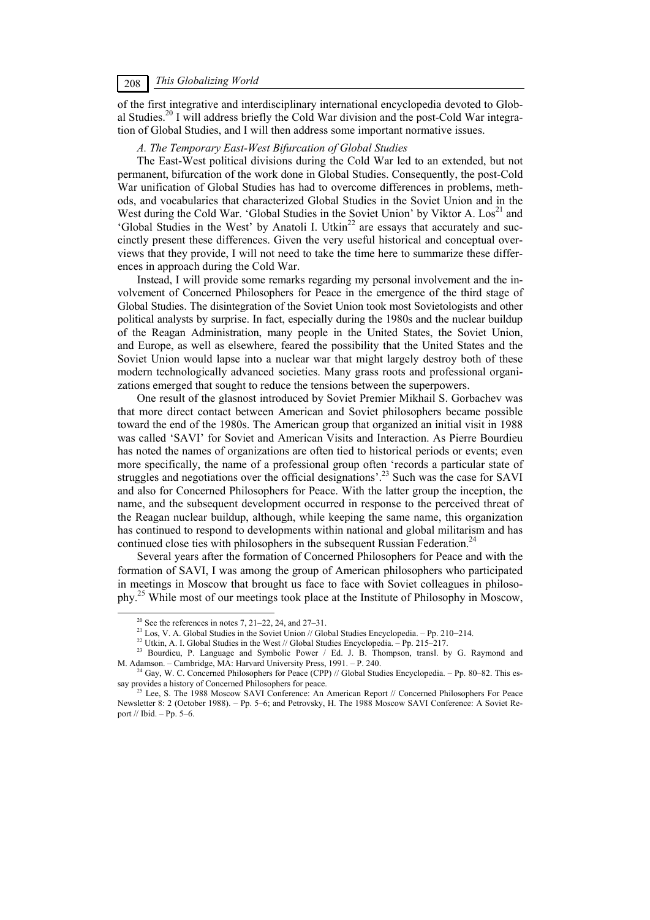of the first integrative and interdisciplinary international encyclopedia devoted to Global Studies.[20] I will address briefly the Cold War division and the post-Cold War integration of Global Studies, and I will then address some important normative issues.

*A. The Temporary East-West Bifurcation of Global Studies*

The East-West political divisions during the Cold War led to an extended, but not permanent, bifurcation of the work done in Global Studies. Consequently, the post-Cold War unification of Global Studies has had to overcome differences in problems, methods, and vocabularies that characterized Global Studies in the Soviet Union and in the West during the Cold War. 'Global Studies in the Soviet Union' by Viktor A. Los[21] and 'Global Studies in the West' by Anatoli I. Utkin[22] are essays that accurately and succinctly present these differences. Given the very useful historical and conceptual overviews that they provide, I will not need to take the time here to summarize these differences in approach during the Cold War.

Instead, I will provide some remarks regarding my personal involvement and the involvement of Concerned Philosophers for Peace in the emergence of the third stage of Global Studies. The disintegration of the Soviet Union took most Sovietologists and other political analysts by surprise. In fact, especially during the 1980s and the nuclear buildup of the Reagan Administration, many people in the United States, the Soviet Union, and Europe, as well as elsewhere, feared the possibility that the United States and the Soviet Union would lapse into a nuclear war that might largely destroy both of these modern technologically advanced societies. Many grass roots and professional organizations emerged that sought to reduce the tensions between the superpowers.

One result of the glasnost introduced by Soviet Premier Mikhail S. Gorbachev was that more direct contact between American and Soviet philosophers became possible toward the end of the 1980s. The American group that organized an initial visit in 1988 was called 'SAVI' for Soviet and American Visits and Interaction. As Pierre Bourdieu has noted the names of organizations are often tied to historical periods or events; even more specifically, the name of a professional group often 'records a particular state of struggles and negotiations over the official designations'.[23] Such was the case for SAVI and also for Concerned Philosophers for Peace. With the latter group the inception, the name, and the subsequent development occurred in response to the perceived threat of the Reagan nuclear buildup, although, while keeping the same name, this organization has continued to respond to developments within national and global militarism and has continued close ties with philosophers in the subsequent Russian Federation.[24]

Several years after the formation of Concerned Philosophers for Peace and with the formation of SAVI, I was among the group of American philosophers who participated in meetings in Moscow that brought us face to face with Soviet colleagues in philosophy.[25] While most of our meetings took place at the Institute of Philosophy in Moscow,

---

[20] See the references in notes 7, 21–22, 24, and 27–31.

[21] Los, V. A. Global Studies in the Soviet Union // Global Studies Encyclopedia. – Pp. 210–214.

[22] Utkin, A. I. Global Studies in the West // Global Studies Encyclopedia. – Pp. 215–217.

[23] Bourdieu, P. Language and Symbolic Power / Ed. J. B. Thompson, transl. by G. Raymond and M. Adamson. – Cambridge, MA: Harvard University Press, 1991. – P. 240.

[24] Gay, W. C. Concerned Philosophers for Peace (CPP) // Global Studies Encyclopedia. – Pp. 80–82. This essay provides a history of Concerned Philosophers for peace.

[25] Lee, S. The 1988 Moscow SAVI Conference: An American Report // Concerned Philosophers For Peace Newsletter 8: 2 (October 1988). – Pp. 5–6; and Petrovsky, H. The 1988 Moscow SAVI Conference: A Soviet Report // Ibid. – Pp. 5–6.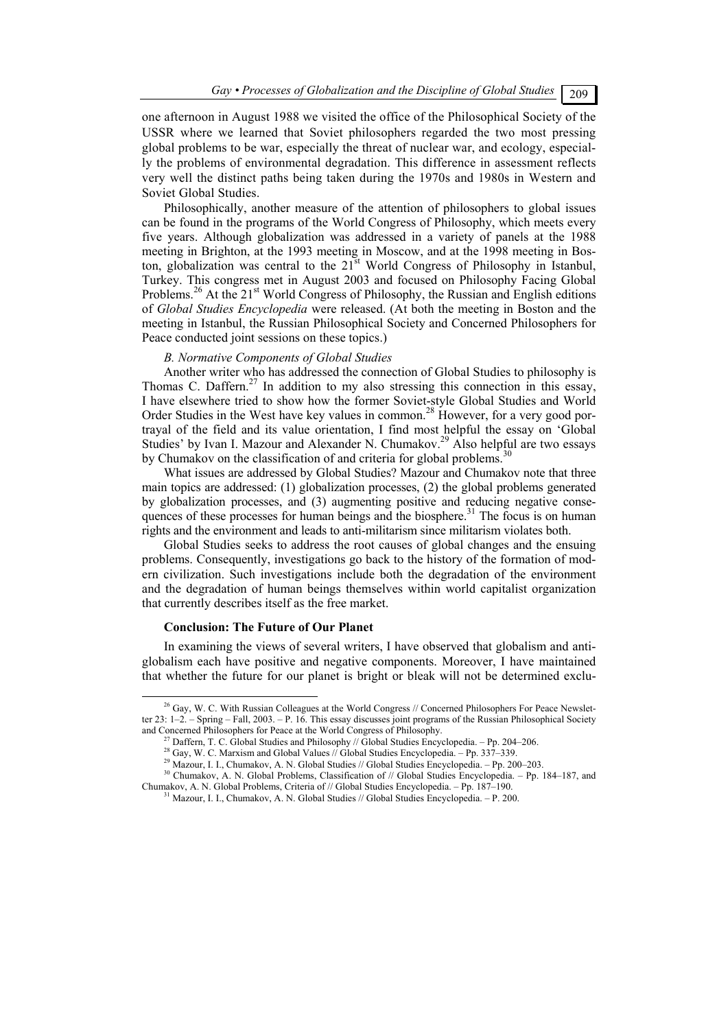one afternoon in August 1988 we visited the office of the Philosophical Society of the USSR where we learned that Soviet philosophers regarded the two most pressing global problems to be war, especially the threat of nuclear war, and ecology, especially the problems of environmental degradation. This difference in assessment reflects very well the distinct paths being taken during the 1970s and 1980s in Western and Soviet Global Studies.

Philosophically, another measure of the attention of philosophers to global issues can be found in the programs of the World Congress of Philosophy, which meets every five years. Although globalization was addressed in a variety of panels at the 1988 meeting in Brighton, at the 1993 meeting in Moscow, and at the 1998 meeting in Boston, globalization was central to the 21st World Congress of Philosophy in Istanbul, Turkey. This congress met in August 2003 and focused on Philosophy Facing Global Problems.[26] At the 21st World Congress of Philosophy, the Russian and English editions of *Global Studies Encyclopedia* were released. (At both the meeting in Boston and the meeting in Istanbul, the Russian Philosophical Society and Concerned Philosophers for Peace conducted joint sessions on these topics.)

*B. Normative Components of Global Studies*

Another writer who has addressed the connection of Global Studies to philosophy is Thomas C. Daffern.[27] In addition to my also stressing this connection in this essay, I have elsewhere tried to show how the former Soviet-style Global Studies and World Order Studies in the West have key values in common.[28] However, for a very good portrayal of the field and its value orientation, I find most helpful the essay on 'Global Studies' by Ivan I. Mazour and Alexander N. Chumakov.[29] Also helpful are two essays by Chumakov on the classification of and criteria for global problems.[30]

What issues are addressed by Global Studies? Mazour and Chumakov note that three main topics are addressed: (1) globalization processes, (2) the global problems generated by globalization processes, and (3) augmenting positive and reducing negative consequences of these processes for human beings and the biosphere.[31] The focus is on human rights and the environment and leads to anti-militarism since militarism violates both.

Global Studies seeks to address the root causes of global changes and the ensuing problems. Consequently, investigations go back to the history of the formation of modern civilization. Such investigations include both the degradation of the environment and the degradation of human beings themselves within world capitalist organization that currently describes itself as the free market.

**Conclusion: The Future of Our Planet**

In examining the views of several writers, I have observed that globalism and anti-globalism each have positive and negative components. Moreover, I have maintained that whether the future for our planet is bright or bleak will not be determined exclu-

---

[26] Gay, W. C. With Russian Colleagues at the World Congress // Concerned Philosophers For Peace Newsletter 23: 1–2. – Spring – Fall, 2003. – P. 16. This essay discusses joint programs of the Russian Philosophical Society and Concerned Philosophers for Peace at the World Congress of Philosophy.

[27] Daffern, T. C. Global Studies and Philosophy // Global Studies Encyclopedia. – Pp. 204–206.

[28] Gay, W. C. Marxism and Global Values // Global Studies Encyclopedia. – Pp. 337–339.

[29] Mazour, I. I., Chumakov, A. N. Global Studies // Global Studies Encyclopedia. – Pp. 200–203.

[30] Chumakov, A. N. Global Problems, Classification of // Global Studies Encyclopedia. – Pp. 184–187, and Chumakov, A. N. Global Problems, Criteria of // Global Studies Encyclopedia. – Pp. 187–190.

[31] Mazour, I. I., Chumakov, A. N. Global Studies // Global Studies Encyclopedia. – P. 200.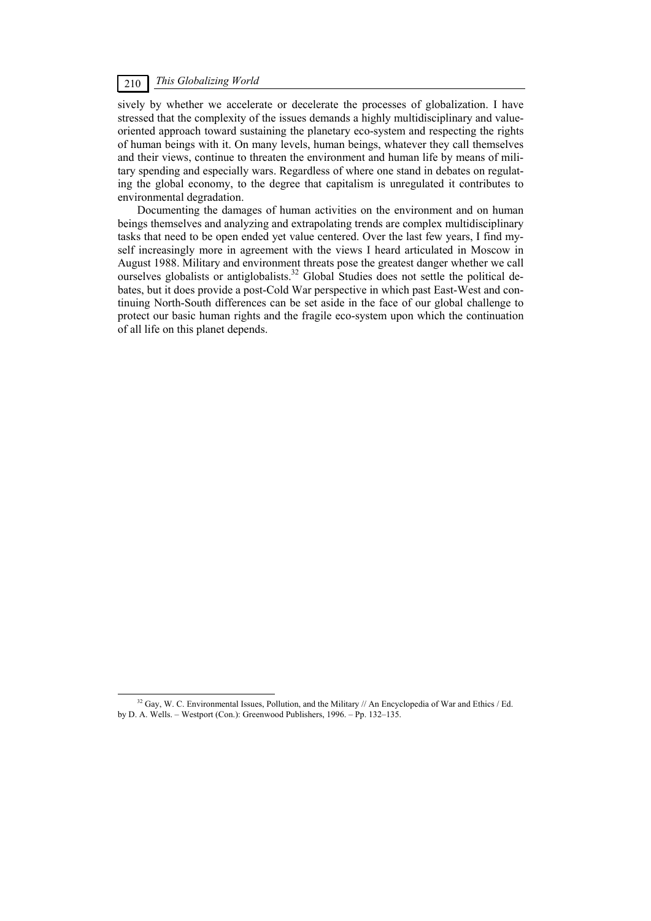sively by whether we accelerate or decelerate the processes of globalization. I have stressed that the complexity of the issues demands a highly multidisciplinary and value-oriented approach toward sustaining the planetary eco-system and respecting the rights of human beings with it. On many levels, human beings, whatever they call themselves and their views, continue to threaten the environment and human life by means of military spending and especially wars. Regardless of where one stand in debates on regulating the global economy, to the degree that capitalism is unregulated it contributes to environmental degradation.

Documenting the damages of human activities on the environment and on human beings themselves and analyzing and extrapolating trends are complex multidisciplinary tasks that need to be open ended yet value centered. Over the last few years, I find myself increasingly more in agreement with the views I heard articulated in Moscow in August 1988. Military and environment threats pose the greatest danger whether we call ourselves globalists or antiglobalists.[32] Global Studies does not settle the political debates, but it does provide a post-Cold War perspective in which past East-West and continuing North-South differences can be set aside in the face of our global challenge to protect our basic human rights and the fragile eco-system upon which the continuation of all life on this planet depends.

---

[32] Gay, W. C. Environmental Issues, Pollution, and the Military // An Encyclopedia of War and Ethics / Ed. by D. A. Wells. – Westport (Con.): Greenwood Publishers, 1996. – Pp. 132–135.